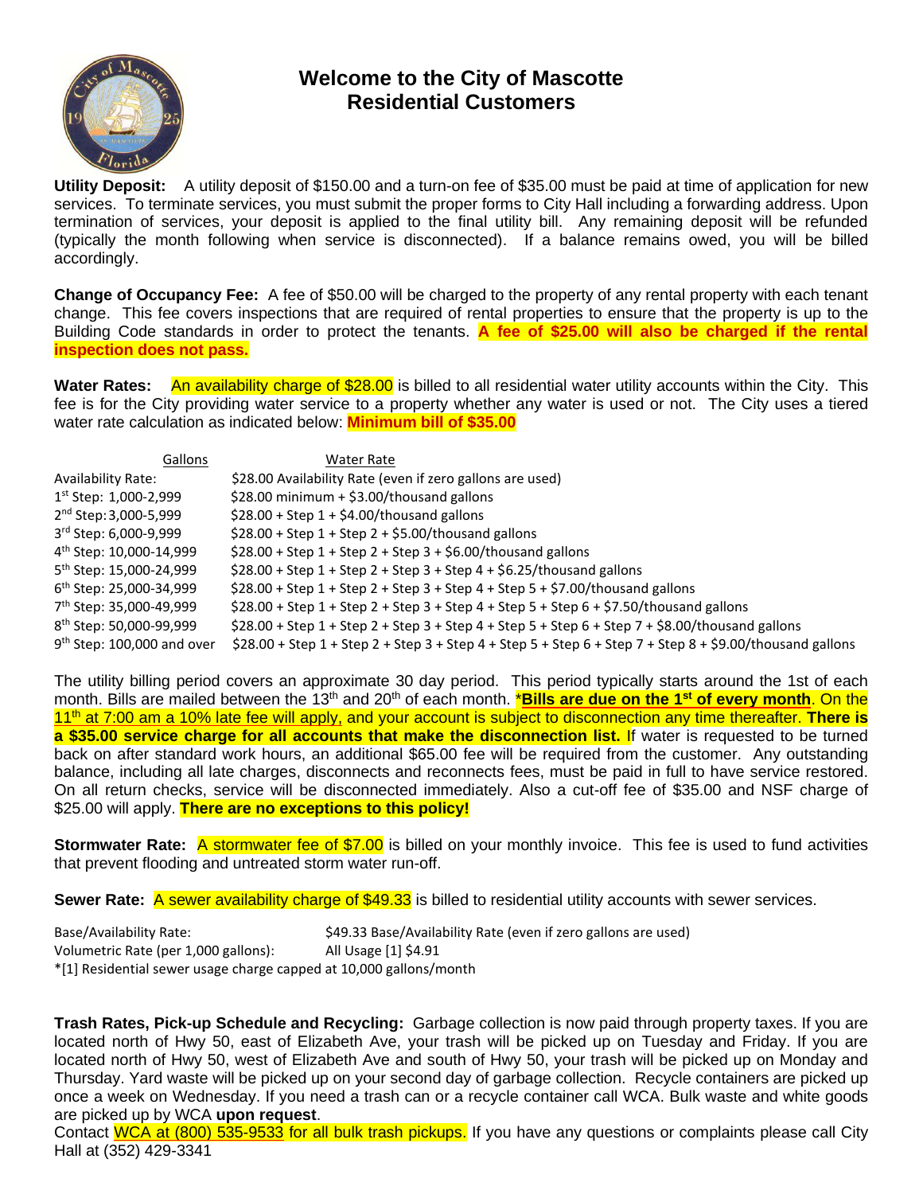# Welcome to the City of Mascotte
# Residential Customers

**Utility Deposit:** A utility deposit of $150.00 and a turn-on fee of $35.00 must be paid at time of application for new services. To terminate services, you must submit the proper forms to City Hall including a forwarding address. Upon termination of services, your deposit is applied to the final utility bill. Any remaining deposit will be refunded (typically the month following when service is disconnected). If a balance remains owed, you will be billed accordingly.

**Change of Occupancy Fee:** A fee of $50.00 will be charged to the property of any rental property with each tenant change. This fee covers inspections that are required of rental properties to ensure that the property is up to the Building Code standards in order to protect the tenants. **A fee of $25.00 will also be charged if the rental inspection does not pass.**

**Water Rates:** An availability charge of $28.00 is billed to all residential water utility accounts within the City. This fee is for the City providing water service to a property whether any water is used or not. The City uses a tiered water rate calculation as indicated below: **Minimum bill of $35.00**

| Gallons | Water Rate |
|---|---|
| Availability Rate: | $28.00 Availability Rate (even if zero gallons are used) |
| 1st Step: 1,000-2,999 | $28.00 minimum + $3.00/thousand gallons |
| 2nd Step: 3,000-5,999 | $28.00 + Step 1 + $4.00/thousand gallons |
| 3rd Step: 6,000-9,999 | $28.00 + Step 1 + Step 2 + $5.00/thousand gallons |
| 4th Step: 10,000-14,999 | $28.00 + Step 1 + Step 2 + Step 3 + $6.00/thousand gallons |
| 5th Step: 15,000-24,999 | $28.00 + Step 1 + Step 2 + Step 3 + Step 4 + $6.25/thousand gallons |
| 6th Step: 25,000-34,999 | $28.00 + Step 1 + Step 2 + Step 3 + Step 4 + Step 5 + $7.00/thousand gallons |
| 7th Step: 35,000-49,999 | $28.00 + Step 1 + Step 2 + Step 3 + Step 4 + Step 5 + Step 6 + $7.50/thousand gallons |
| 8th Step: 50,000-99,999 | $28.00 + Step 1 + Step 2 + Step 3 + Step 4 + Step 5 + Step 6 + Step 7 + $8.00/thousand gallons |
| 9th Step: 100,000 and over | $28.00 + Step 1 + Step 2 + Step 3 + Step 4 + Step 5 + Step 6 + Step 7 + Step 8 + $9.00/thousand gallons |

The utility billing period covers an approximate 30 day period. This period typically starts around the 1st of each month. Bills are mailed between the 13th and 20th of each month. **\*Bills are due on the 1st of every month**. On the 11th at 7:00 am a 10% late fee will apply, and your account is subject to disconnection any time thereafter. **There is a $35.00 service charge for all accounts that make the disconnection list.** If water is requested to be turned back on after standard work hours, an additional $65.00 fee will be required from the customer. Any outstanding balance, including all late charges, disconnects and reconnects fees, must be paid in full to have service restored. On all return checks, service will be disconnected immediately. Also a cut-off fee of $35.00 and NSF charge of $25.00 will apply. **There are no exceptions to this policy!**

**Stormwater Rate:** A stormwater fee of $7.00 is billed on your monthly invoice. This fee is used to fund activities that prevent flooding and untreated storm water run-off.

**Sewer Rate:** A sewer availability charge of $49.33 is billed to residential utility accounts with sewer services.

| | |
|---|---|
| Base/Availability Rate: | $49.33 Base/Availability Rate (even if zero gallons are used) |
| Volumetric Rate (per 1,000 gallons): | All Usage [1] $4.91 |

*[1] Residential sewer usage charge capped at 10,000 gallons/month

**Trash Rates, Pick-up Schedule and Recycling:** Garbage collection is now paid through property taxes. If you are located north of Hwy 50, east of Elizabeth Ave, your trash will be picked up on Tuesday and Friday. If you are located north of Hwy 50, west of Elizabeth Ave and south of Hwy 50, your trash will be picked up on Monday and Thursday. Yard waste will be picked up on your second day of garbage collection. Recycle containers are picked up once a week on Wednesday. If you need a trash can or a recycle container call WCA. Bulk waste and white goods are picked up by WCA **upon request**.

Contact WCA at (800) 535-9533 for all bulk trash pickups. If you have any questions or complaints please call City Hall at (352) 429-3341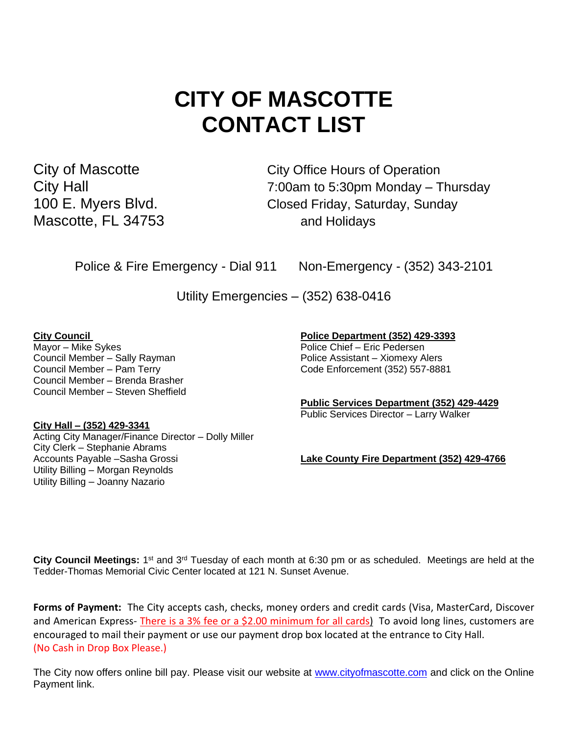# CITY OF MASCOTTE
# CONTACT LIST

City of Mascotte
City Hall
100 E. Myers Blvd.
Mascotte, FL 34753

City Office Hours of Operation
7:00am to 5:30pm Monday – Thursday
Closed Friday, Saturday, Sunday
and Holidays

Police & Fire Emergency - Dial 911

Non-Emergency - (352) 343-2101

Utility Emergencies – (352) 638-0416

**City Council**
Mayor – Mike Sykes
Council Member – Sally Rayman
Council Member – Pam Terry
Council Member – Brenda Brasher
Council Member – Steven Sheffield

**City Hall – (352) 429-3341**
Acting City Manager/Finance Director – Dolly Miller
City Clerk – Stephanie Abrams
Accounts Payable –Sasha Grossi
Utility Billing – Morgan Reynolds
Utility Billing – Joanny Nazario

**Police Department (352) 429-3393**
Police Chief – Eric Pedersen
Police Assistant – Xiomexy Alers
Code Enforcement (352) 557-8881

**Public Services Department (352) 429-4429**
Public Services Director – Larry Walker

**Lake County Fire Department (352) 429-4766**

**City Council Meetings:** 1st and 3rd Tuesday of each month at 6:30 pm or as scheduled. Meetings are held at the Tedder-Thomas Memorial Civic Center located at 121 N. Sunset Avenue.

**Forms of Payment:** The City accepts cash, checks, money orders and credit cards (Visa, MasterCard, Discover and American Express- There is a 3% fee or a $2.00 minimum for all cards) To avoid long lines, customers are encouraged to mail their payment or use our payment drop box located at the entrance to City Hall.
(No Cash in Drop Box Please.)

The City now offers online bill pay. Please visit our website at www.cityofmascotte.com and click on the Online Payment link.